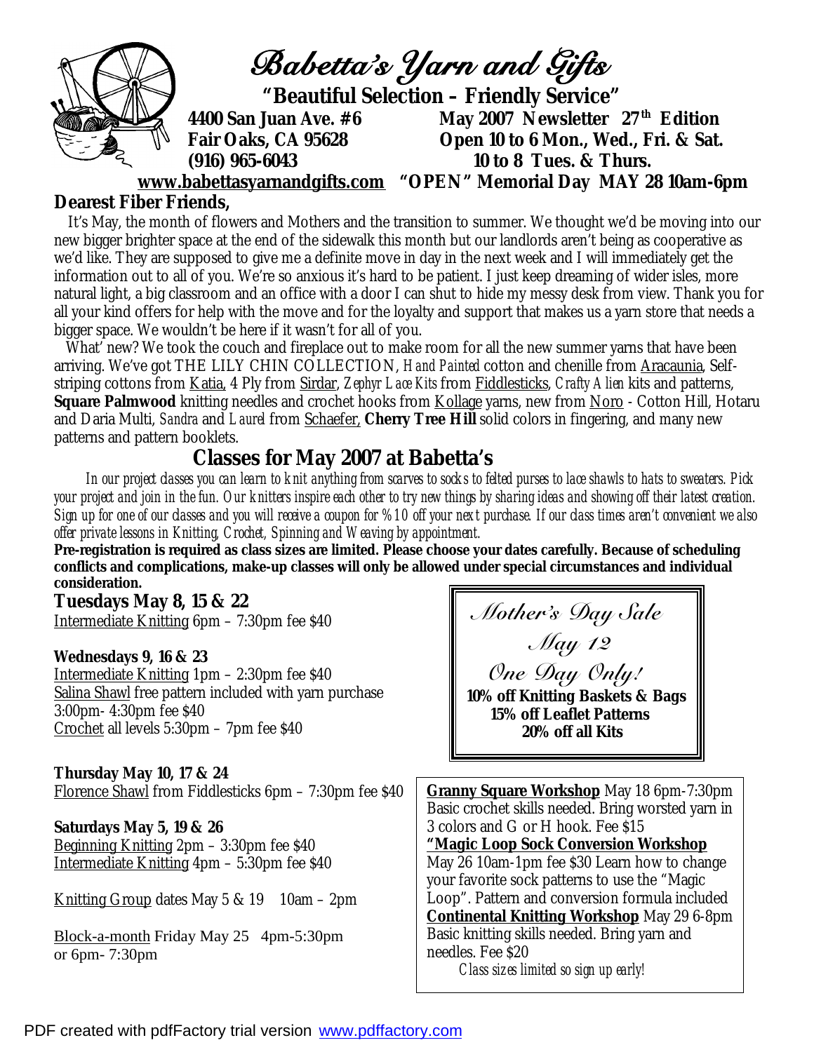# Babetta's Yarn and Gifts

**"Beautiful Selection – Friendly Service"**

**4400 San Juan Ave. #6**
**Fair Oaks, CA 95628**
**(916) 965-6043**

**May 2007 Newsletter 27th Edition**
**Open 10 to 6 Mon., Wed., Fri. & Sat.**
**10 to 8 Tues. & Thurs.**

**www.babettasyarnandgifts.com** **"OPEN" Memorial Day MAY 28 10am-6pm**

**Dearest Fiber Friends,**

It's May, the month of flowers and Mothers and the transition to summer. We thought we'd be moving into our new bigger brighter space at the end of the sidewalk this month but our landlords aren't being as cooperative as we'd like. They are supposed to give me a definite move in day in the next week and I will immediately get the information out to all of you. We're so anxious it's hard to be patient. I just keep dreaming of wider isles, more natural light, a big classroom and an office with a door I can shut to hide my messy desk from view. Thank you for all your kind offers for help with the move and for the loyalty and support that makes us a yarn store that needs a bigger space. We wouldn't be here if it wasn't for all of you.

What' new? We took the couch and fireplace out to make room for all the new summer yarns that have been arriving. We've got THE LILY CHIN COLLECTION, *Hand Painted* cotton and chenille from Aracaunia, Self-striping cottons from Katia, 4 Ply from Sirdar, *Zephyr Lace Kits* from Fiddlesticks, *Crafty Alien* kits and patterns, **Square Palmwood** knitting needles and crochet hooks from Kollage yarns, new from Noro - Cotton Hill, Hotaru and Daria Multi, *Sandra* and *Laurel* from Schaefer, **Cherry Tree Hill** solid colors in fingering, and many new patterns and pattern booklets.

## Classes for May 2007 at Babetta's

*In our project classes you can learn to knit anything from scarves to socks to felted purses to lace shawls to hats to sweaters. Pick your project and join in the fun. Our knitters inspire each other to try new things by sharing ideas and showing off their latest creation. Sign up for one of our classes and you will receive a coupon for %10 off your next purchase. If our class times aren't convenient we also offer private lessons in Knitting, Crochet, Spinning and Weaving by appointment.*

**Pre-registration is required as class sizes are limited. Please choose your dates carefully. Because of scheduling conflicts and complications, make-up classes will only be allowed under special circumstances and individual consideration.**

**Tuesdays May 8, 15 & 22**
Intermediate Knitting 6pm – 7:30pm fee $40

**Wednesdays 9, 16 & 23**
Intermediate Knitting 1pm – 2:30pm fee $40
Salina Shawl free pattern included with yarn purchase 3:00pm- 4:30pm fee $40
Crochet all levels 5:30pm – 7pm fee $40

**Thursday May 10, 17 & 24**
Florence Shawl from Fiddlesticks 6pm – 7:30pm fee $40

**Saturdays May 5, 19 & 26**
Beginning Knitting 2pm – 3:30pm fee $40
Intermediate Knitting 4pm – 5:30pm fee $40

Knitting Group dates May 5 & 19 10am – 2pm

Block-a-month Friday May 25 4pm-5:30pm or 6pm- 7:30pm

*Mother's Day Sale*
*May 12*
*One Day Only!*
**10% off Knitting Baskets & Bags**
**15% off Leaflet Patterns**
**20% off all Kits**

**Granny Square Workshop** May 18 6pm-7:30pm Basic crochet skills needed. Bring worsted yarn in 3 colors and G or H hook. Fee $15

**"Magic Loop Sock Conversion Workshop** May 26 10am-1pm fee $30 Learn how to change your favorite sock patterns to use the "Magic Loop". Pattern and conversion formula included

**Continental Knitting Workshop** May 29 6-8pm Basic knitting skills needed. Bring yarn and needles. Fee $20

*Class sizes limited so sign up early!*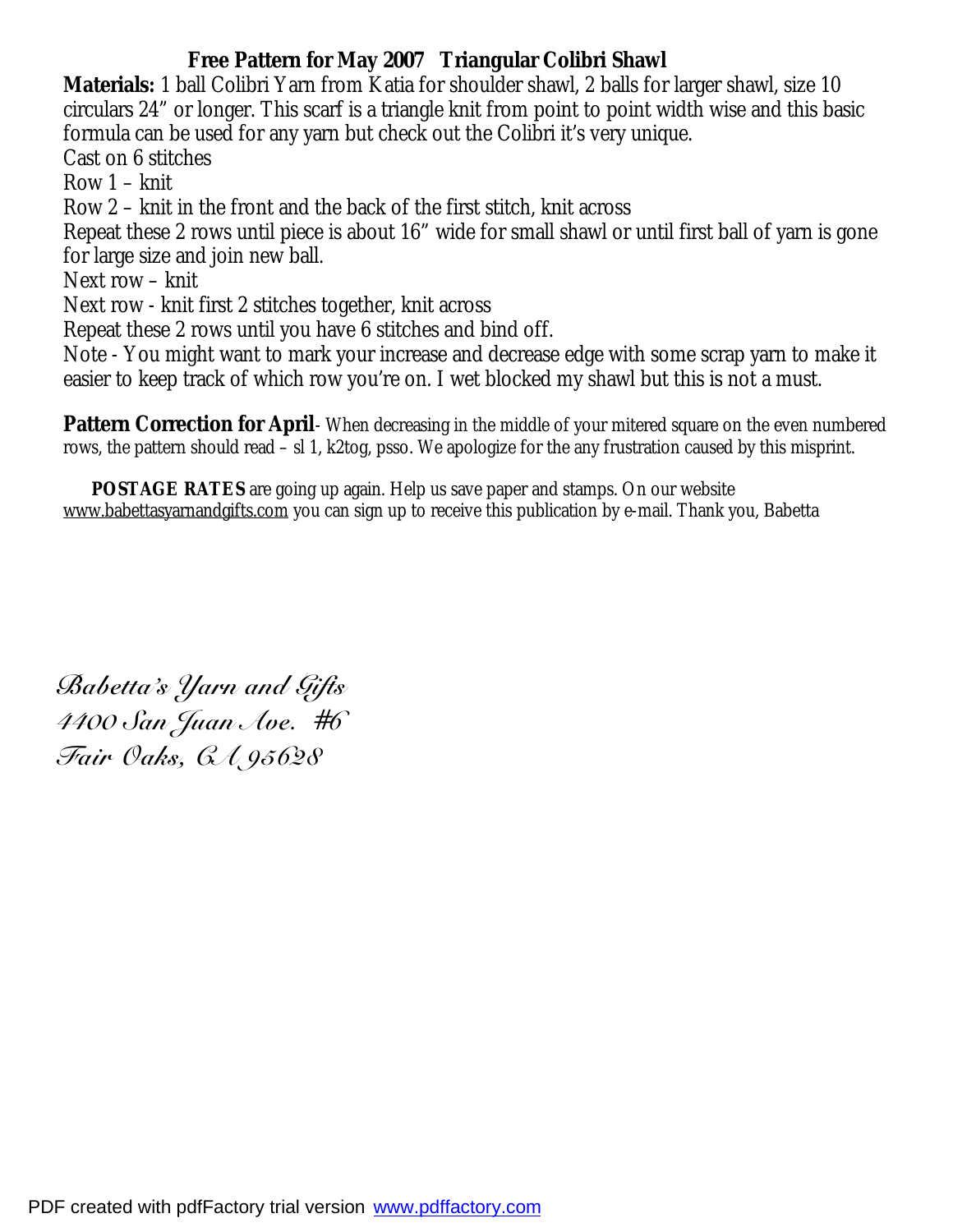## Free Pattern for May 2007 Triangular Colibri Shawl

**Materials:** 1 ball Colibri Yarn from Katia for shoulder shawl, 2 balls for larger shawl, size 10 circulars 24" or longer. This scarf is a triangle knit from point to point width wise and this basic formula can be used for any yarn but check out the Colibri it's very unique.

Cast on 6 stitches

Row 1 – knit

Row 2 – knit in the front and the back of the first stitch, knit across

Repeat these 2 rows until piece is about 16" wide for small shawl or until first ball of yarn is gone for large size and join new ball.

Next row – knit

Next row - knit first 2 stitches together, knit across

Repeat these 2 rows until you have 6 stitches and bind off.

Note - You might want to mark your increase and decrease edge with some scrap yarn to make it easier to keep track of which row you're on. I wet blocked my shawl but this is not a must.

**Pattern Correction for April**- When decreasing in the middle of your mitered square on the even numbered rows, the pattern should read – sl 1, k2tog, psso. We apologize for the any frustration caused by this misprint.

**POSTAGE RATES** are going up again. Help us save paper and stamps. On our website www.babettasyarnandgifts.com you can sign up to receive this publication by e-mail. Thank you, Babetta

*Babetta's Yarn and Gifts*
*4400 San Juan Ave. #6*
*Fair Oaks, CA 95628*